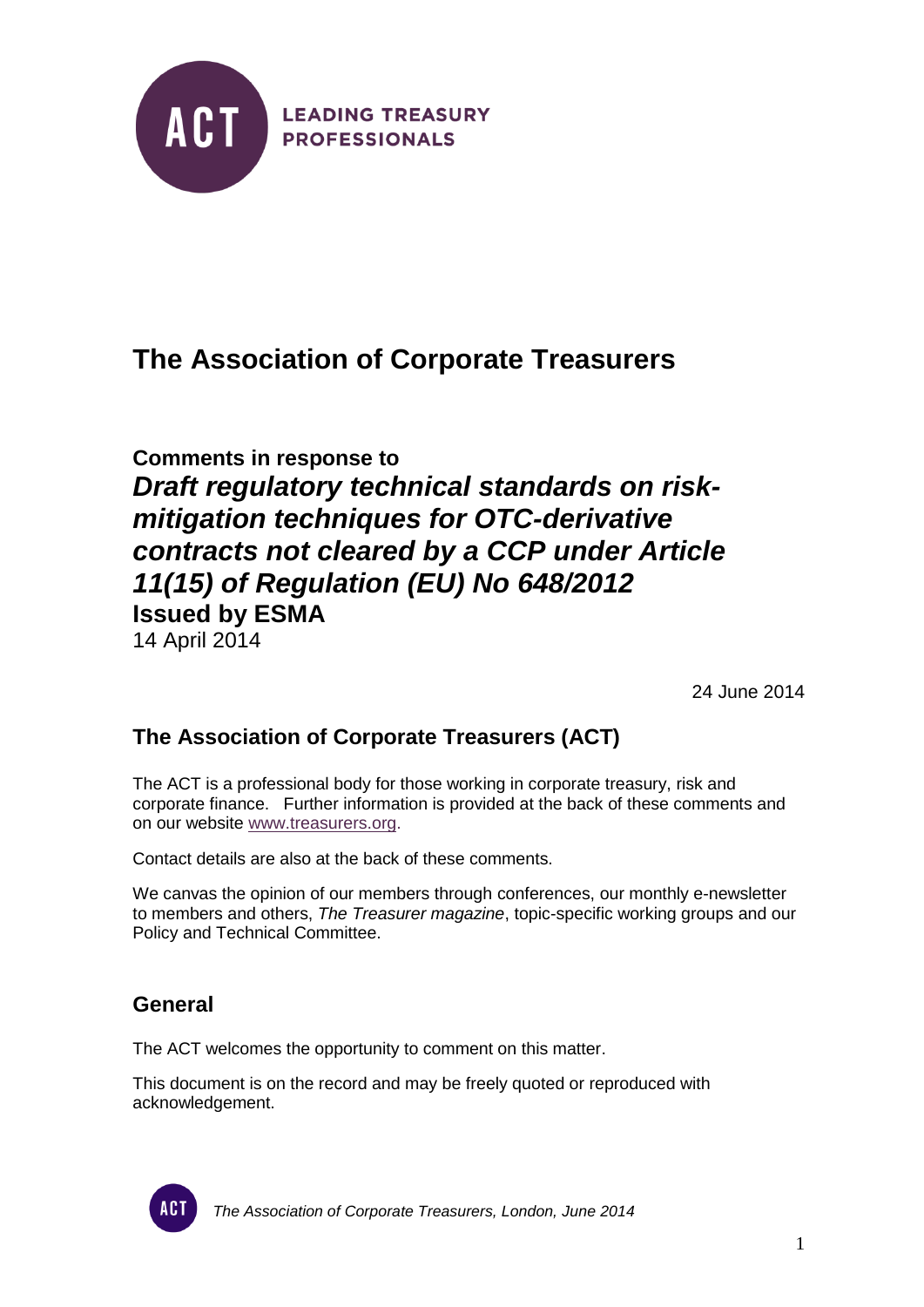LEADING TREASURY PROFESSIONALS

# The Association of Corporate Treasurers

**Comments in response to**

***Draft regulatory technical standards on risk-mitigation techniques for OTC-derivative contracts not cleared by a CCP under Article 11(15) of Regulation (EU) No 648/2012***

**Issued by ESMA**

14 April 2014

24 June 2014

## The Association of Corporate Treasurers (ACT)

The ACT is a professional body for those working in corporate treasury, risk and corporate finance. Further information is provided at the back of these comments and on our website www.treasurers.org.

Contact details are also at the back of these comments.

We canvas the opinion of our members through conferences, our monthly e-newsletter to members and others, *The Treasurer magazine*, topic-specific working groups and our Policy and Technical Committee.

## General

The ACT welcomes the opportunity to comment on this matter.

This document is on the record and may be freely quoted or reproduced with acknowledgement.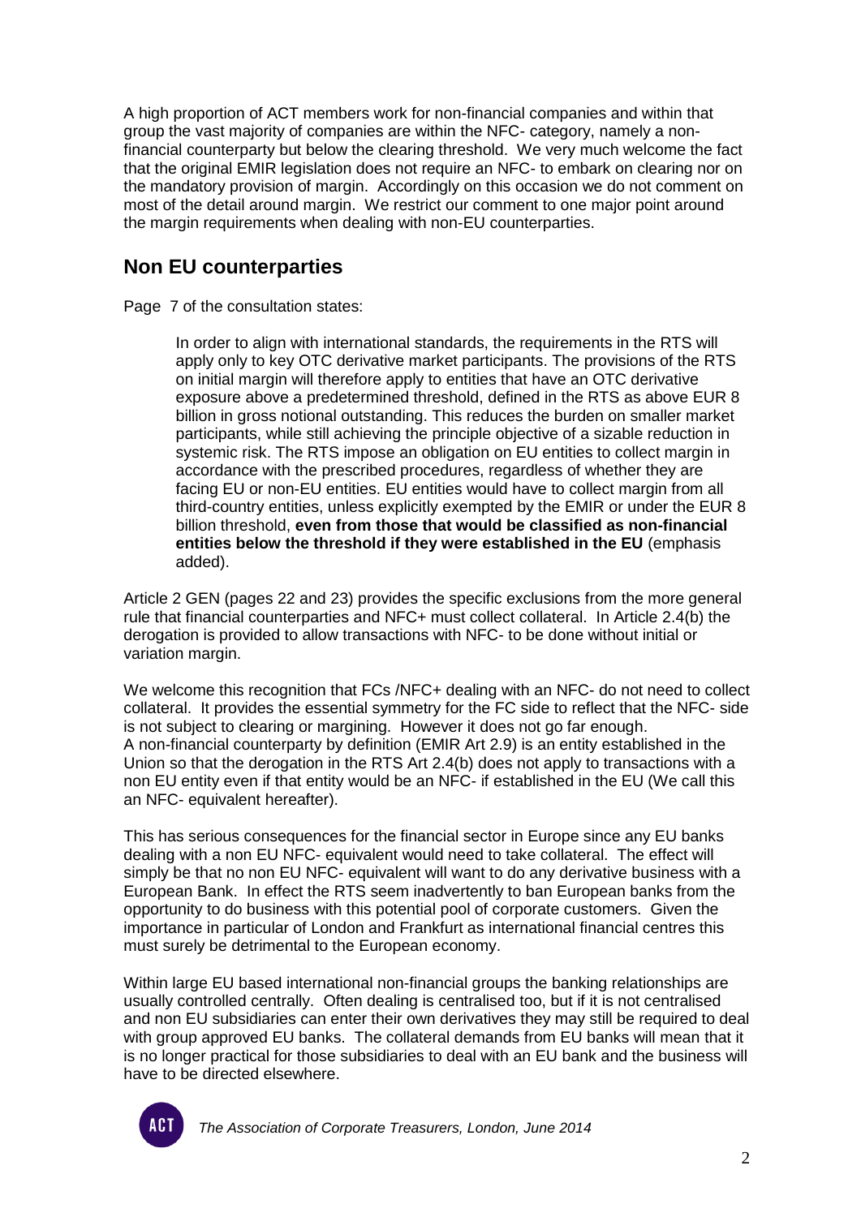A high proportion of ACT members work for non-financial companies and within that group the vast majority of companies are within the NFC- category, namely a non-financial counterparty but below the clearing threshold. We very much welcome the fact that the original EMIR legislation does not require an NFC- to embark on clearing nor on the mandatory provision of margin. Accordingly on this occasion we do not comment on most of the detail around margin. We restrict our comment to one major point around the margin requirements when dealing with non-EU counterparties.

## Non EU counterparties

Page 7 of the consultation states:

> In order to align with international standards, the requirements in the RTS will apply only to key OTC derivative market participants. The provisions of the RTS on initial margin will therefore apply to entities that have an OTC derivative exposure above a predetermined threshold, defined in the RTS as above EUR 8 billion in gross notional outstanding. This reduces the burden on smaller market participants, while still achieving the principle objective of a sizable reduction in systemic risk. The RTS impose an obligation on EU entities to collect margin in accordance with the prescribed procedures, regardless of whether they are facing EU or non-EU entities. EU entities would have to collect margin from all third-country entities, unless explicitly exempted by the EMIR or under the EUR 8 billion threshold, **even from those that would be classified as non-financial entities below the threshold if they were established in the EU** (emphasis added).

Article 2 GEN (pages 22 and 23) provides the specific exclusions from the more general rule that financial counterparties and NFC+ must collect collateral. In Article 2.4(b) the derogation is provided to allow transactions with NFC- to be done without initial or variation margin.

We welcome this recognition that FCs /NFC+ dealing with an NFC- do not need to collect collateral. It provides the essential symmetry for the FC side to reflect that the NFC- side is not subject to clearing or margining. However it does not go far enough. A non-financial counterparty by definition (EMIR Art 2.9) is an entity established in the Union so that the derogation in the RTS Art 2.4(b) does not apply to transactions with a non EU entity even if that entity would be an NFC- if established in the EU (We call this an NFC- equivalent hereafter).

This has serious consequences for the financial sector in Europe since any EU banks dealing with a non EU NFC- equivalent would need to take collateral. The effect will simply be that no non EU NFC- equivalent will want to do any derivative business with a European Bank. In effect the RTS seem inadvertently to ban European banks from the opportunity to do business with this potential pool of corporate customers. Given the importance in particular of London and Frankfurt as international financial centres this must surely be detrimental to the European economy.

Within large EU based international non-financial groups the banking relationships are usually controlled centrally. Often dealing is centralised too, but if it is not centralised and non EU subsidiaries can enter their own derivatives they may still be required to deal with group approved EU banks. The collateral demands from EU banks will mean that it is no longer practical for those subsidiaries to deal with an EU bank and the business will have to be directed elsewhere.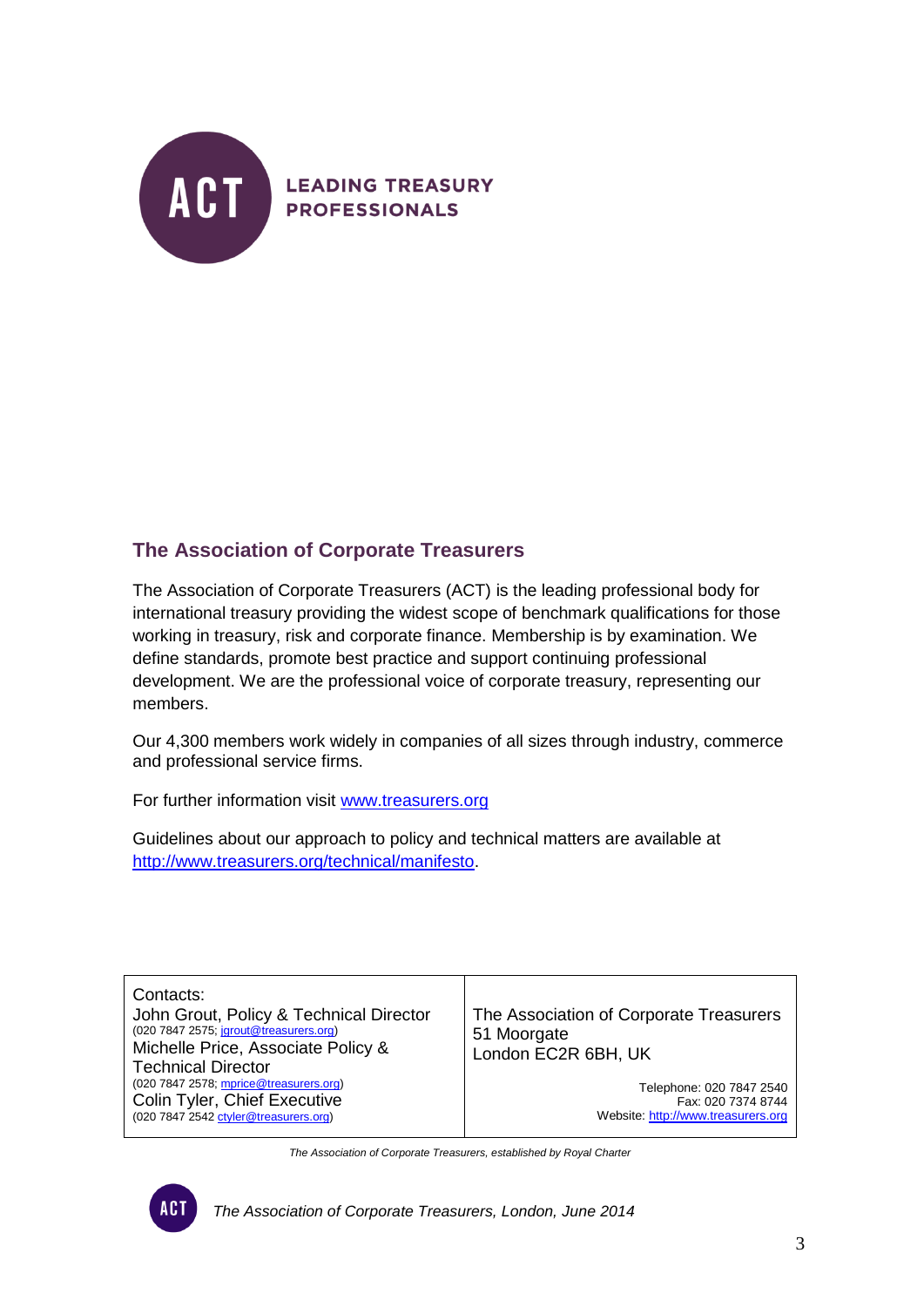ACT LEADING TREASURY PROFESSIONALS

## The Association of Corporate Treasurers

The Association of Corporate Treasurers (ACT) is the leading professional body for international treasury providing the widest scope of benchmark qualifications for those working in treasury, risk and corporate finance. Membership is by examination. We define standards, promote best practice and support continuing professional development. We are the professional voice of corporate treasury, representing our members.

Our 4,300 members work widely in companies of all sizes through industry, commerce and professional service firms.

For further information visit [www.treasurers.org](www.treasurers.org)

Guidelines about our approach to policy and technical matters are available at [http://www.treasurers.org/technical/manifesto](http://www.treasurers.org/technical/manifesto).

| Contacts: | |
|---|---|
| John Grout, Policy & Technical Director<br>(020 7847 2575; jgrout@treasurers.org)<br>Michelle Price, Associate Policy & Technical Director<br>(020 7847 2578; mprice@treasurers.org)<br>Colin Tyler, Chief Executive<br>(020 7847 2542 ctyler@treasurers.org) | The Association of Corporate Treasurers<br>51 Moorgate<br>London EC2R 6BH, UK<br><br>Telephone: 020 7847 2540<br>Fax: 020 7374 8744<br>Website: http://www.treasurers.org |

*The Association of Corporate Treasurers, established by Royal Charter*

*The Association of Corporate Treasurers, London, June 2014*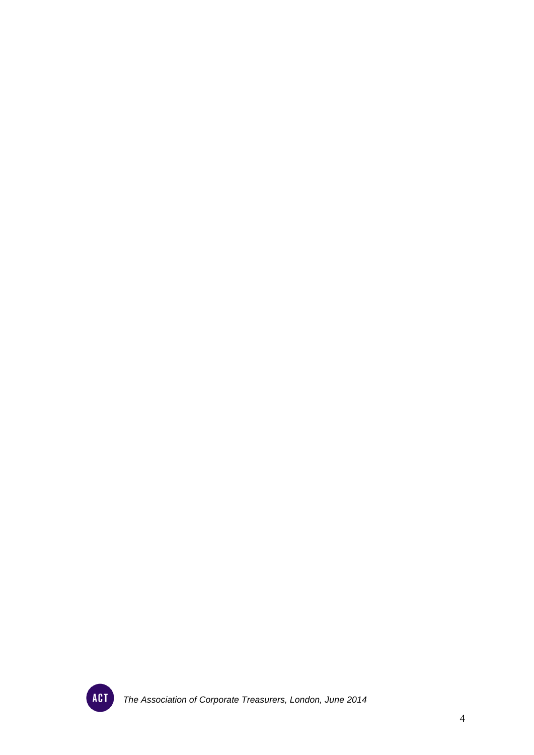*The Association of Corporate Treasurers, London, June 2014*